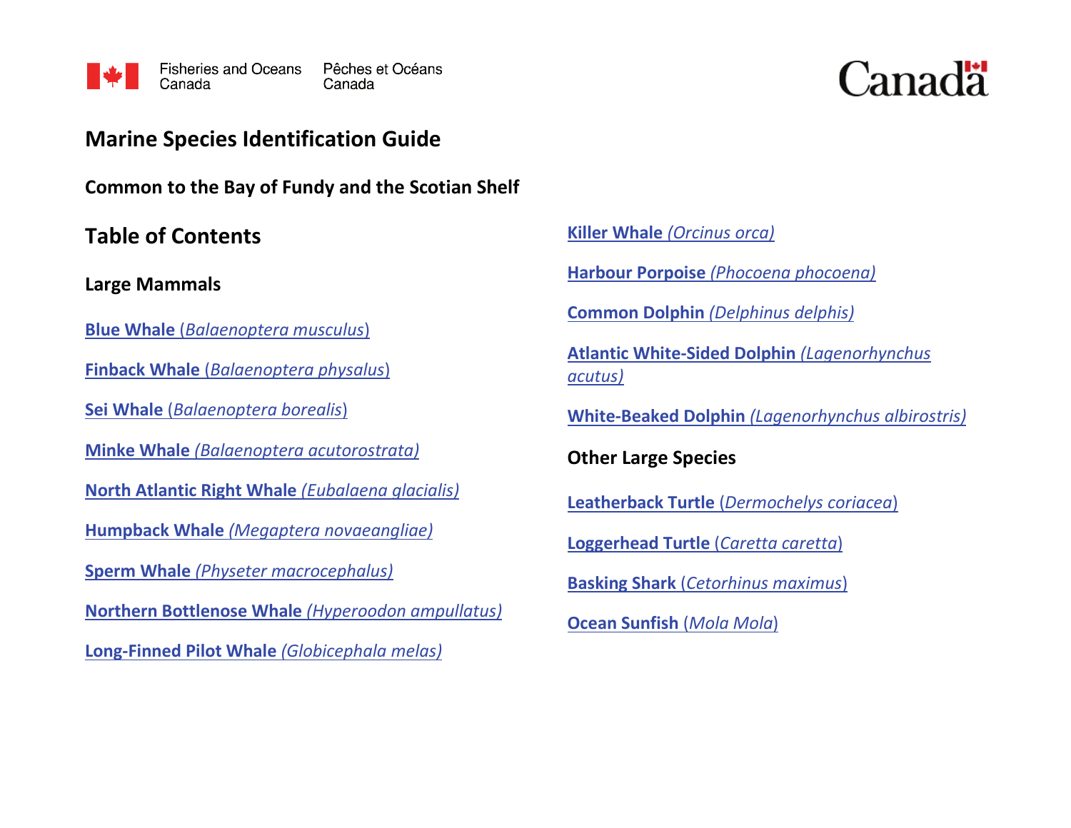Fisheries and Oceans Canada | Pêches et Océans Canada

# Marine Species Identification Guide

**Common to the Bay of Fundy and the Scotian Shelf**

## Table of Contents

### Large Mammals

**Blue Whale** (*Balaenoptera musculus*)

**Finback Whale** (*Balaenoptera physalus*)

**Sei Whale** (*Balaenoptera borealis*)

**Minke Whale** *(Balaenoptera acutorostrata)*

**North Atlantic Right Whale** *(Eubalaena glacialis)*

**Humpback Whale** *(Megaptera novaeangliae)*

**Sperm Whale** *(Physeter macrocephalus)*

**Northern Bottlenose Whale** *(Hyperoodon ampullatus)*

**Long-Finned Pilot Whale** *(Globicephala melas)*

**Killer Whale** *(Orcinus orca)*

**Harbour Porpoise** *(Phocoena phocoena)*

**Common Dolphin** *(Delphinus delphis)*

**Atlantic White-Sided Dolphin** *(Lagenorhynchus acutus)*

**White-Beaked Dolphin** *(Lagenorhynchus albirostris)*

### Other Large Species

**Leatherback Turtle** (*Dermochelys coriacea*)

**Loggerhead Turtle** (*Caretta caretta*)

**Basking Shark** (*Cetorhinus maximus*)

**Ocean Sunfish** (*Mola Mola*)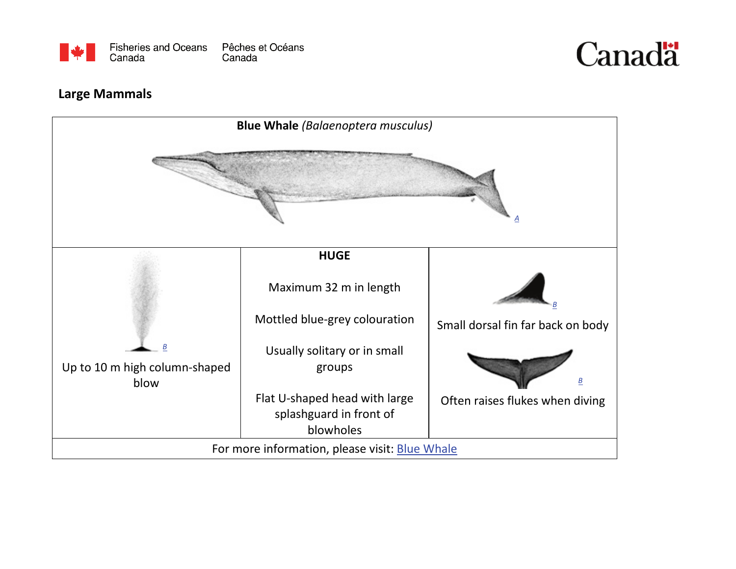## Large Mammals

| **Blue Whale** *(Balaenoptera musculus)* | | |
|---|---|---|
| A | | |
| B<br>Up to 10 m high column-shaped blow | **HUGE**<br><br>Maximum 32 m in length<br><br>Mottled blue-grey colouration<br><br>Usually solitary or in small groups<br><br>Flat U-shaped head with large splashguard in front of blowholes | B<br>Small dorsal fin far back on body<br><br>B<br>Often raises flukes when diving |
| For more information, please visit: Blue Whale | | |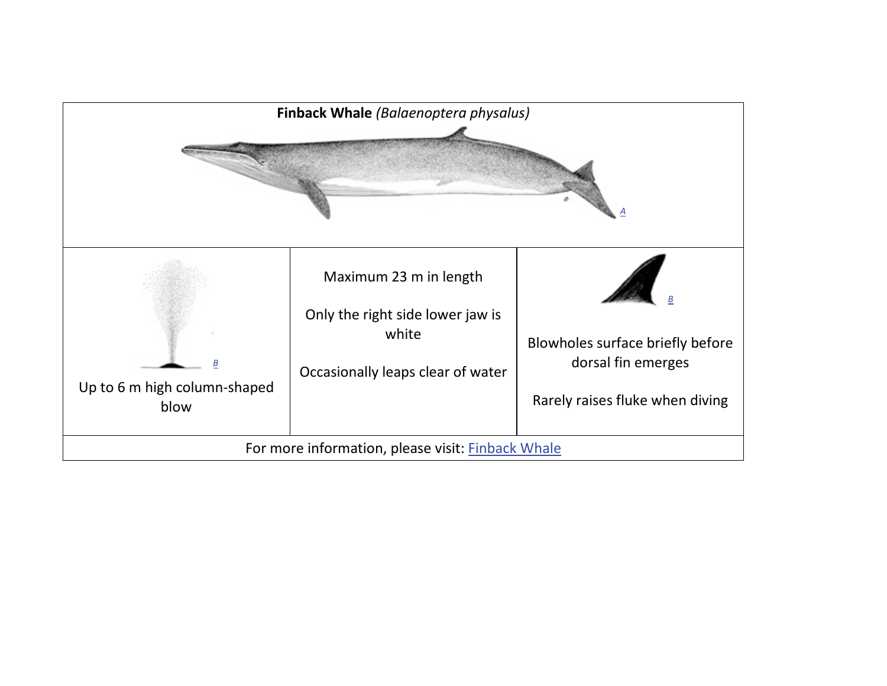| **Finback Whale** *(Balaenoptera physalus)* A | | |
|---|---|---|
| B Up to 6 m high column-shaped blow | Maximum 23 m in length<br><br>Only the right side lower jaw is white<br><br>Occasionally leaps clear of water | B Blowholes surface briefly before dorsal fin emerges<br><br>Rarely raises fluke when diving |
| For more information, please visit: Finback Whale | | |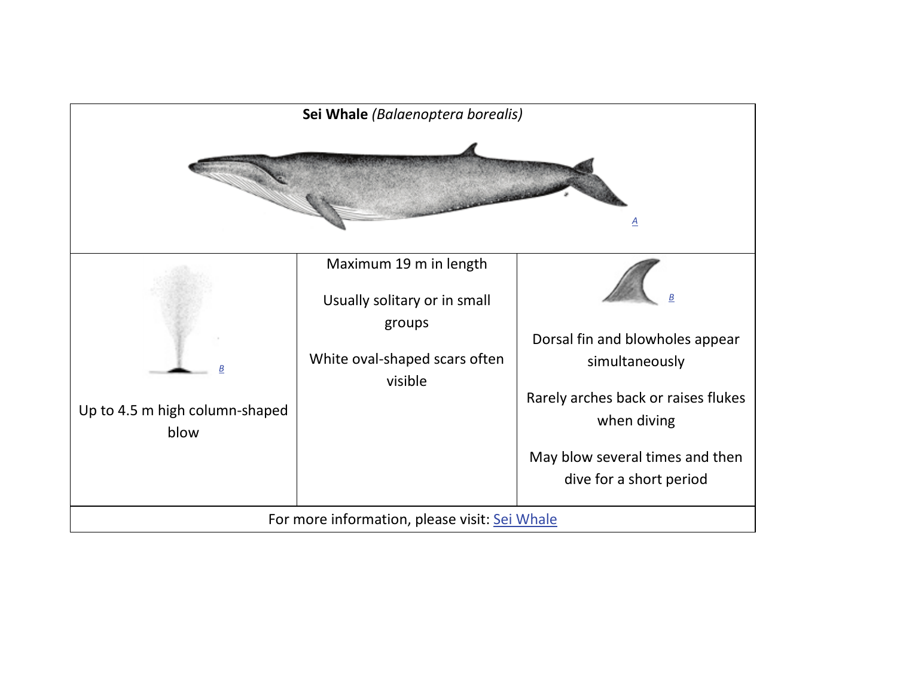| **Sei Whale** *(Balaenoptera borealis)* | | |
|---|---|---|
| A | | |
| B<br><br>Up to 4.5 m high column-shaped blow | Maximum 19 m in length<br><br>Usually solitary or in small groups<br><br>White oval-shaped scars often visible | B<br><br>Dorsal fin and blowholes appear simultaneously<br><br>Rarely arches back or raises flukes when diving<br><br>May blow several times and then dive for a short period |
| For more information, please visit: Sei Whale | | |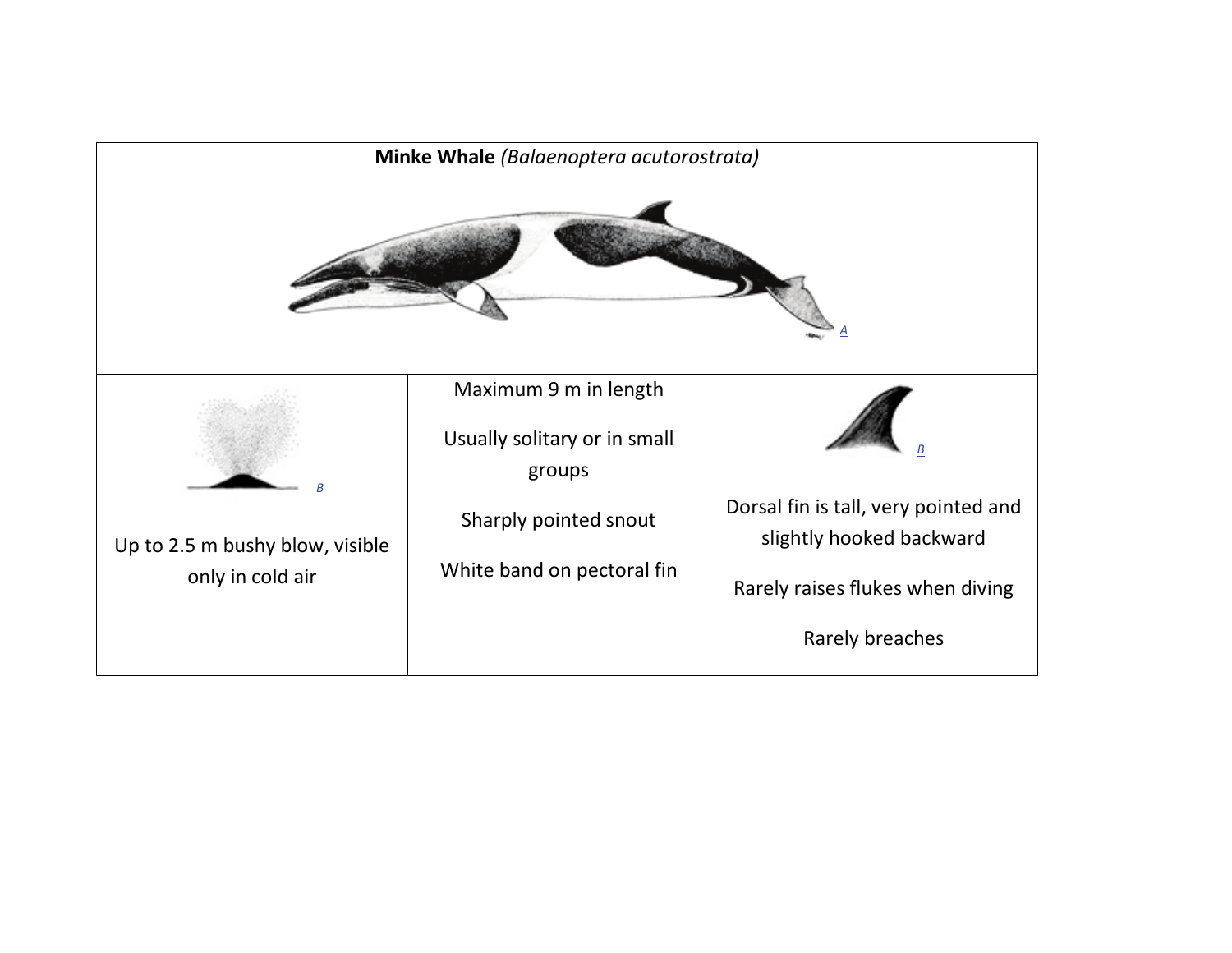| **Minke Whale** *(Balaenoptera acutorostrata)* | | |
|---|---|---|
| A | | |
| B<br><br>Up to 2.5 m bushy blow, visible only in cold air | Maximum 9 m in length<br><br>Usually solitary or in small groups<br><br>Sharply pointed snout<br><br>White band on pectoral fin | B<br><br>Dorsal fin is tall, very pointed and slightly hooked backward<br><br>Rarely raises flukes when diving<br><br>Rarely breaches |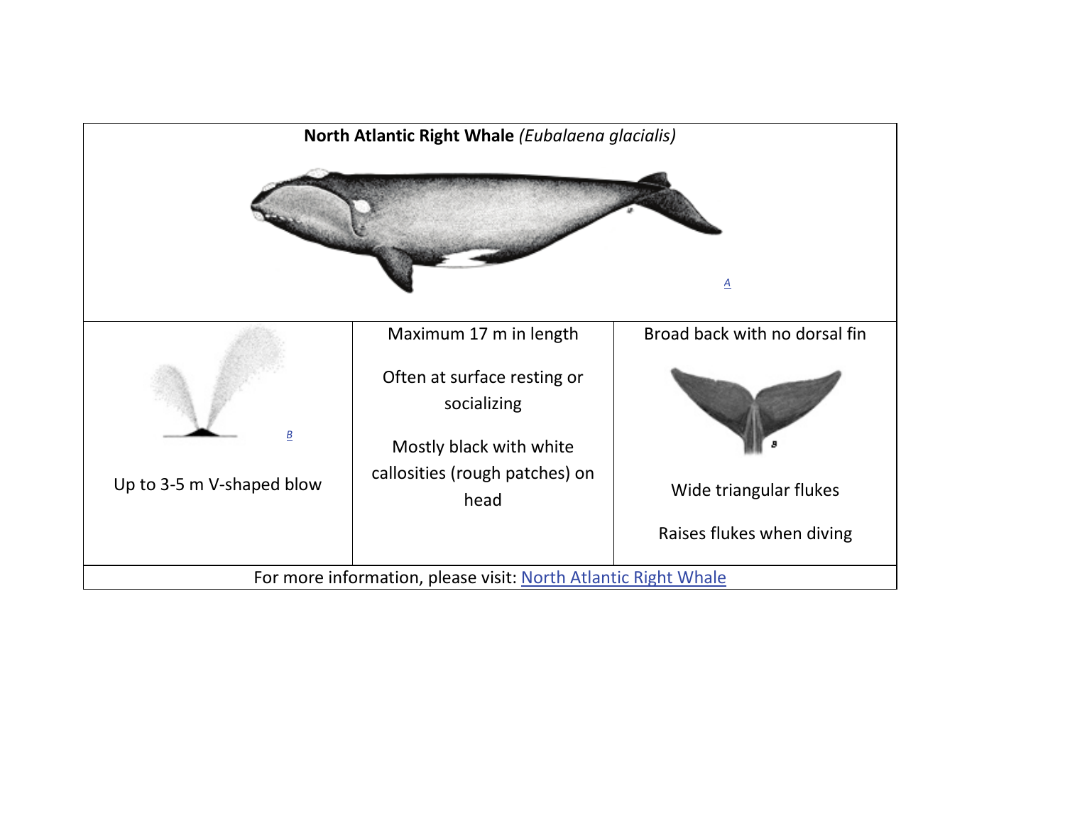| **North Atlantic Right Whale** *(Eubalaena glacialis)* | | |
|---|---|---|
| A | | |
| B<br><br>Up to 3-5 m V-shaped blow | Maximum 17 m in length<br><br>Often at surface resting or socializing<br><br>Mostly black with white callosities (rough patches) on head | Broad back with no dorsal fin<br><br>B<br><br>Wide triangular flukes<br><br>Raises flukes when diving |
| For more information, please visit: North Atlantic Right Whale | | |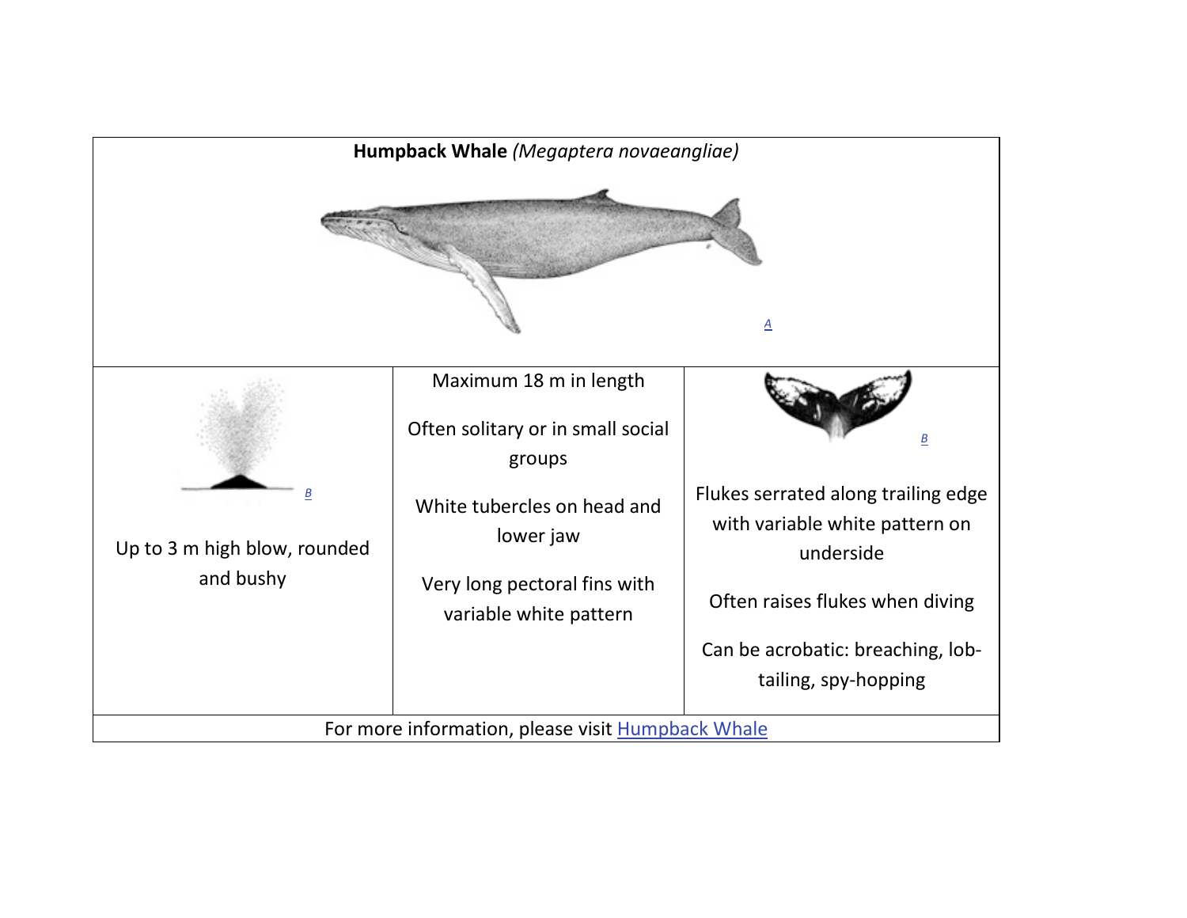**Humpback Whale** *(Megaptera novaeangliae)*

A

| | | |
|---|---|---|
| B<br><br>Up to 3 m high blow, rounded and bushy | Maximum 18 m in length<br><br>Often solitary or in small social groups<br><br>White tubercles on head and lower jaw<br><br>Very long pectoral fins with variable white pattern | B<br><br>Flukes serrated along trailing edge with variable white pattern on underside<br><br>Often raises flukes when diving<br><br>Can be acrobatic: breaching, lob-tailing, spy-hopping |

For more information, please visit Humpback Whale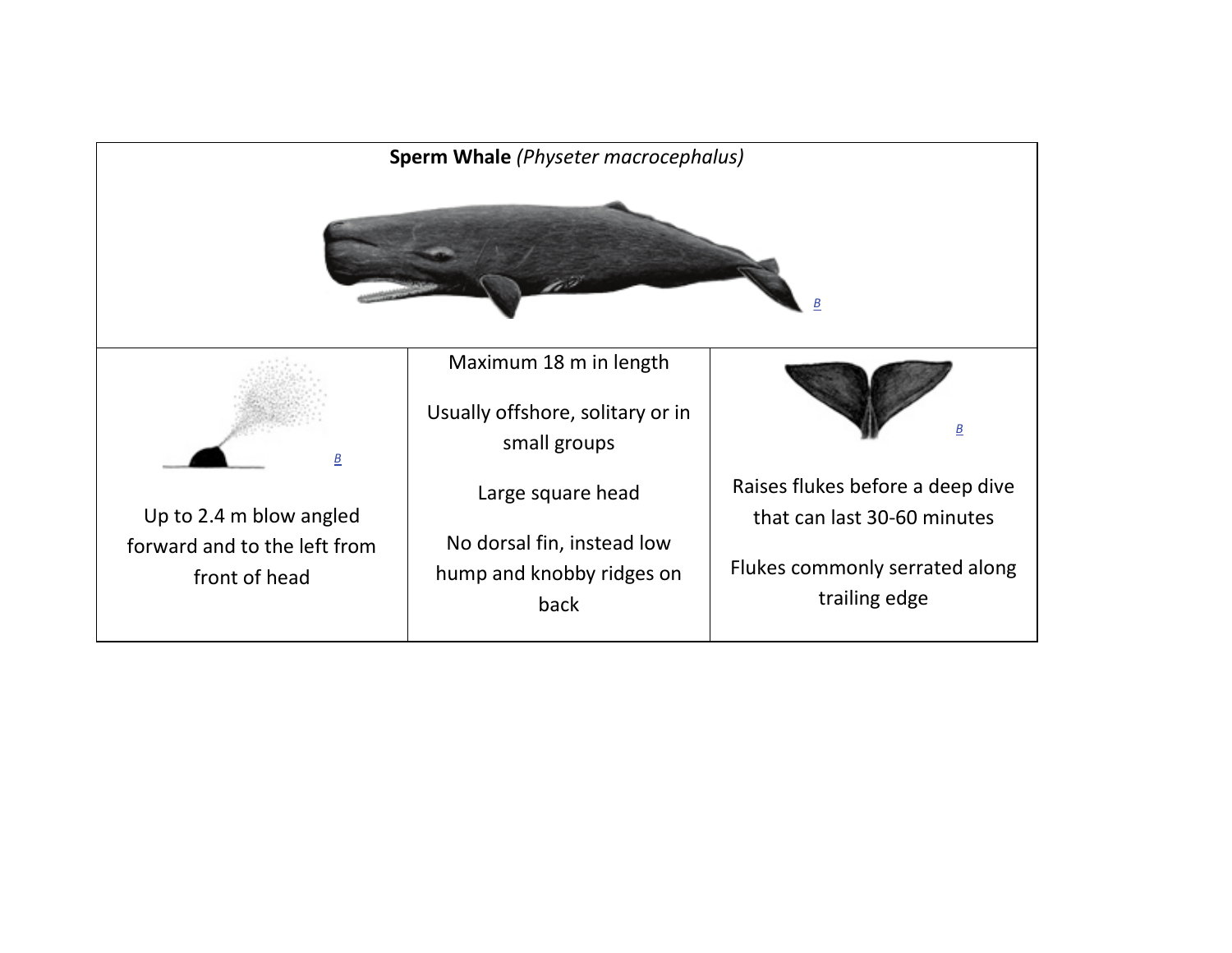| **Sperm Whale** *(Physeter macrocephalus)* | | |
|---|---|---|
| B | | |
| B<br><br>Up to 2.4 m blow angled forward and to the left from front of head | Maximum 18 m in length<br><br>Usually offshore, solitary or in small groups<br><br>Large square head<br><br>No dorsal fin, instead low hump and knobby ridges on back | B<br><br>Raises flukes before a deep dive that can last 30-60 minutes<br><br>Flukes commonly serrated along trailing edge |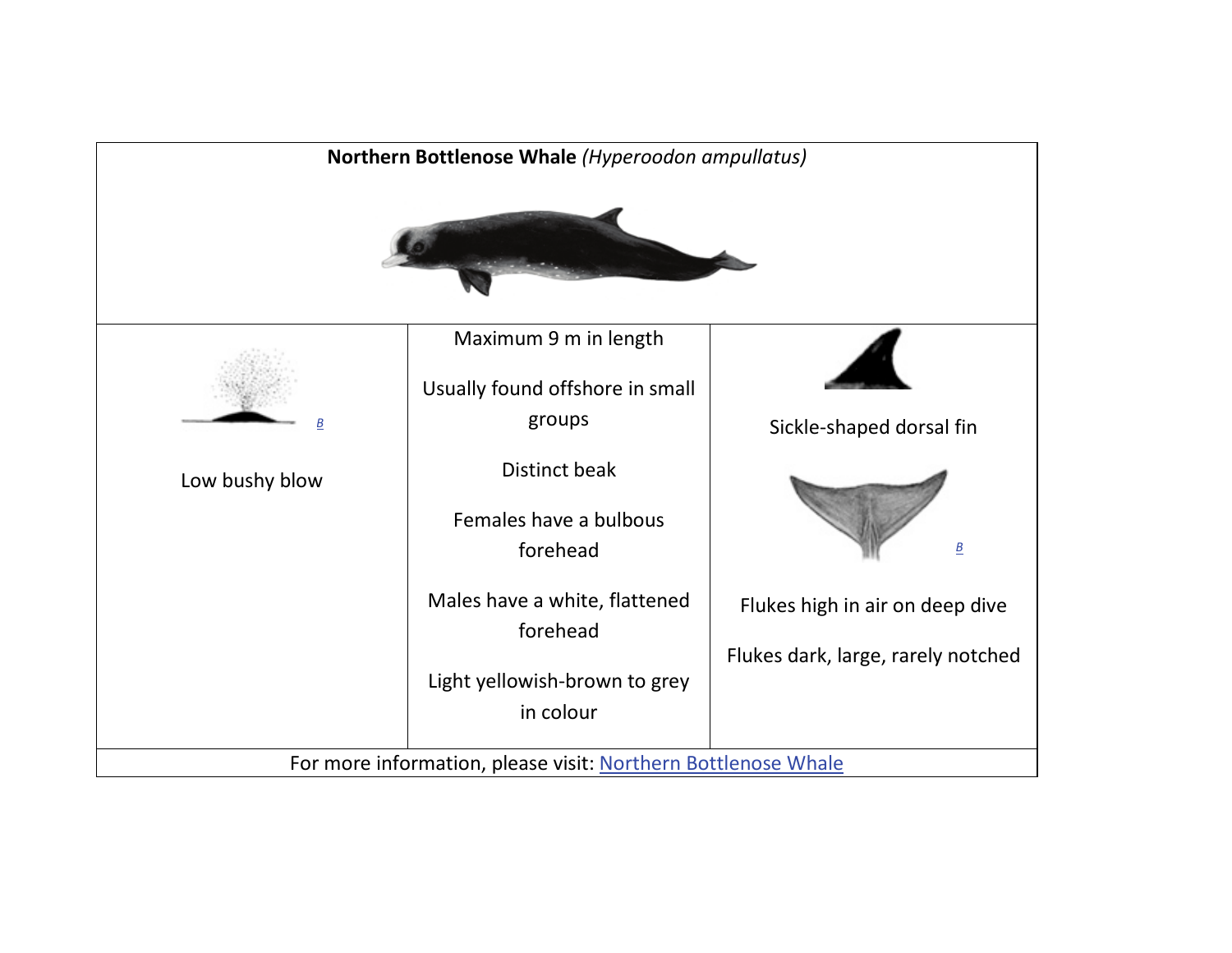| **Northern Bottlenose Whale** *(Hyperoodon ampullatus)* | | |
|---|---|---|
| B<br><br>Low bushy blow | Maximum 9 m in length<br><br>Usually found offshore in small groups<br><br>Distinct beak<br><br>Females have a bulbous forehead<br><br>Males have a white, flattened forehead<br><br>Light yellowish-brown to grey in colour | Sickle-shaped dorsal fin<br><br>B<br><br>Flukes high in air on deep dive<br><br>Flukes dark, large, rarely notched |
| For more information, please visit: Northern Bottlenose Whale | | |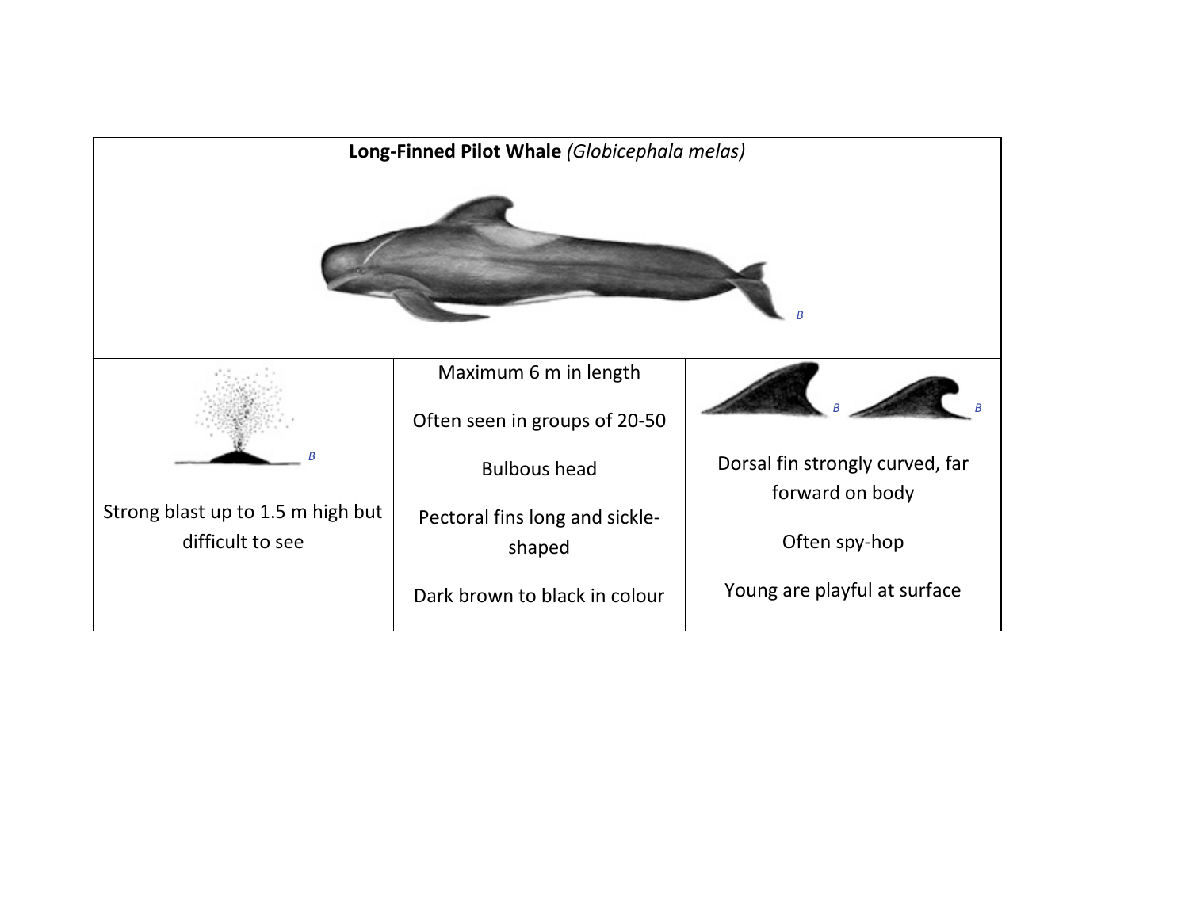| **Long-Finned Pilot Whale** *(Globicephala melas)* | | |
| --- | --- | --- |
| B | | |
| B<br><br>Strong blast up to 1.5 m high but difficult to see | Maximum 6 m in length<br><br>Often seen in groups of 20-50<br><br>Bulbous head<br><br>Pectoral fins long and sickle-shaped<br><br>Dark brown to black in colour | B B<br><br>Dorsal fin strongly curved, far forward on body<br><br>Often spy-hop<br><br>Young are playful at surface |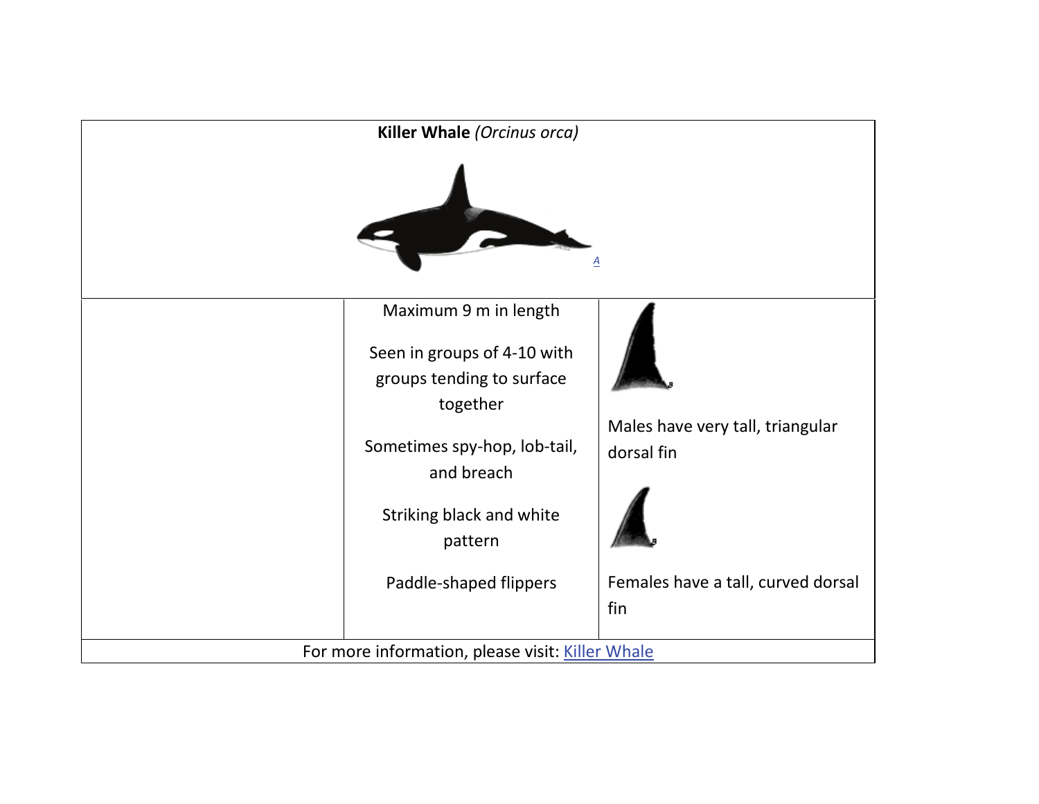| **Killer Whale** *(Orcinus orca)* | | |
|---|---|---|
| | Maximum 9 m in length<br><br>Seen in groups of 4-10 with groups tending to surface together<br><br>Sometimes spy-hop, lob-tail, and breach<br><br>Striking black and white pattern<br><br>Paddle-shaped flippers | Males have very tall, triangular dorsal fin<br><br>Females have a tall, curved dorsal fin |
| For more information, please visit: Killer Whale | | |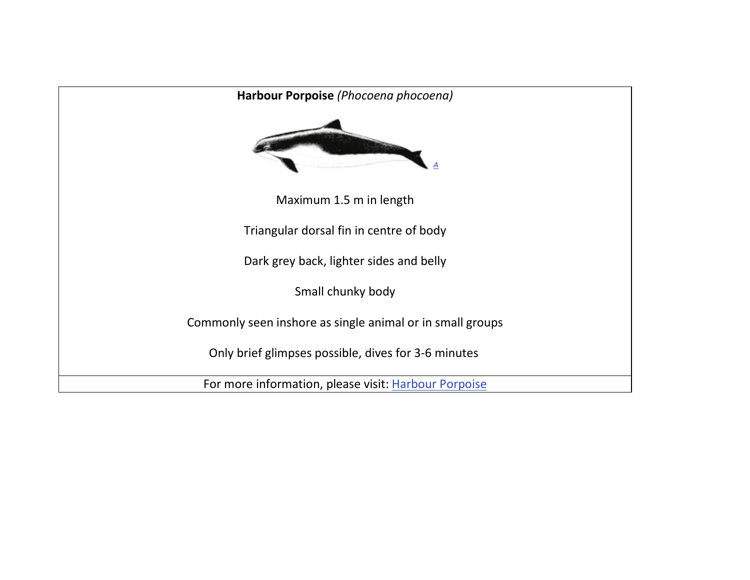**Harbour Porpoise** *(Phocoena phocoena)*

A

Maximum 1.5 m in length

Triangular dorsal fin in centre of body

Dark grey back, lighter sides and belly

Small chunky body

Commonly seen inshore as single animal or in small groups

Only brief glimpses possible, dives for 3-6 minutes

For more information, please visit: Harbour Porpoise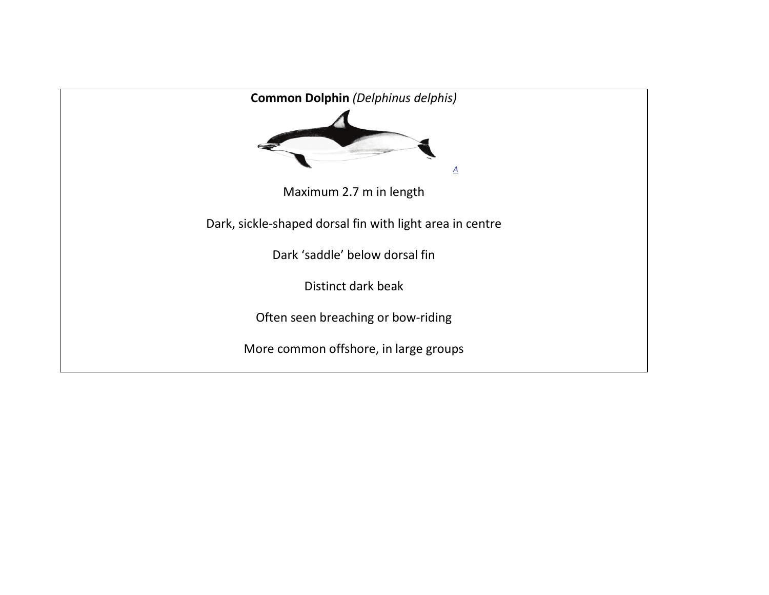**Common Dolphin** *(Delphinus delphis)*

A

Maximum 2.7 m in length

Dark, sickle-shaped dorsal fin with light area in centre

Dark 'saddle' below dorsal fin

Distinct dark beak

Often seen breaching or bow-riding

More common offshore, in large groups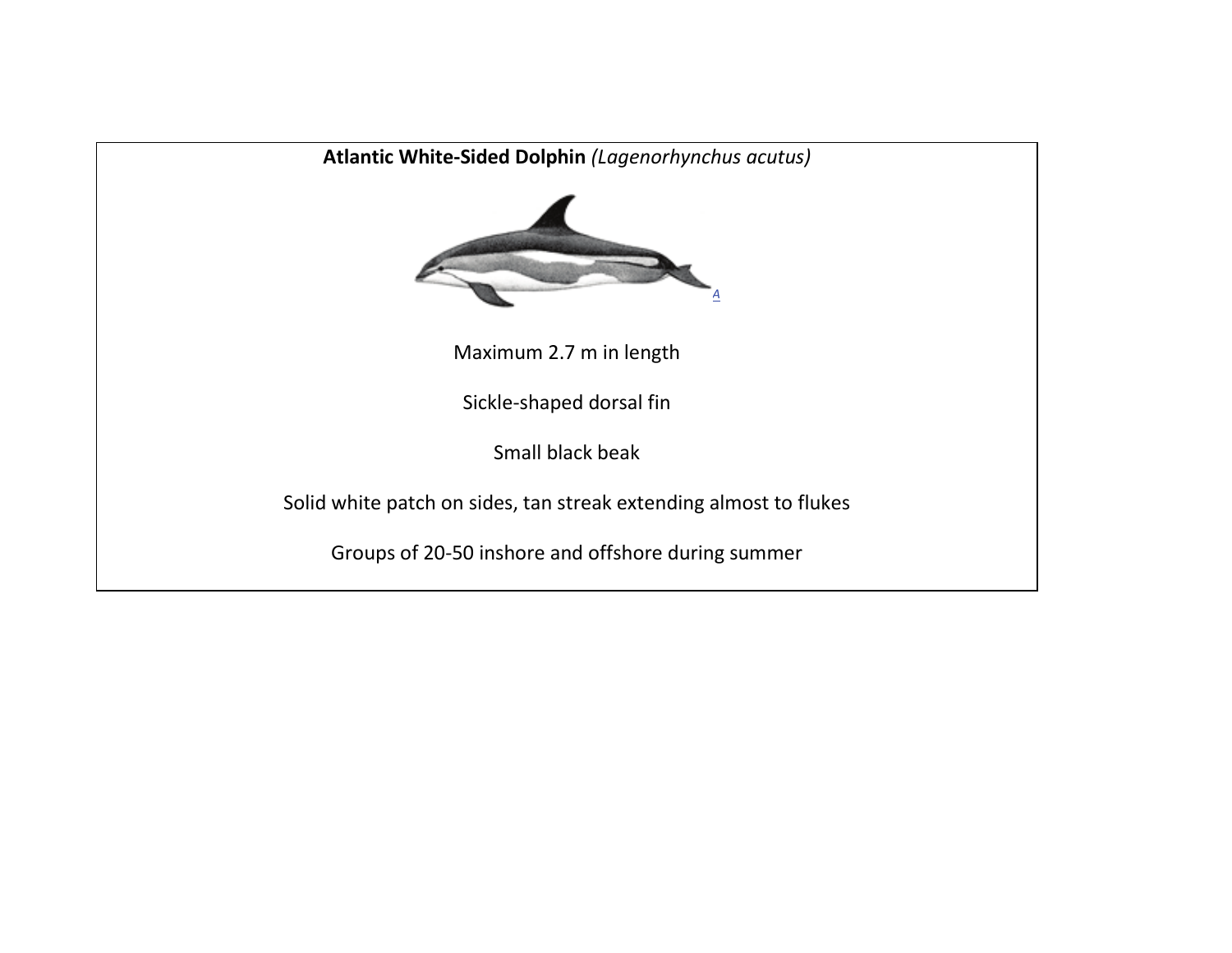**Atlantic White-Sided Dolphin** *(Lagenorhynchus acutus)*

A

Maximum 2.7 m in length

Sickle-shaped dorsal fin

Small black beak

Solid white patch on sides, tan streak extending almost to flukes

Groups of 20-50 inshore and offshore during summer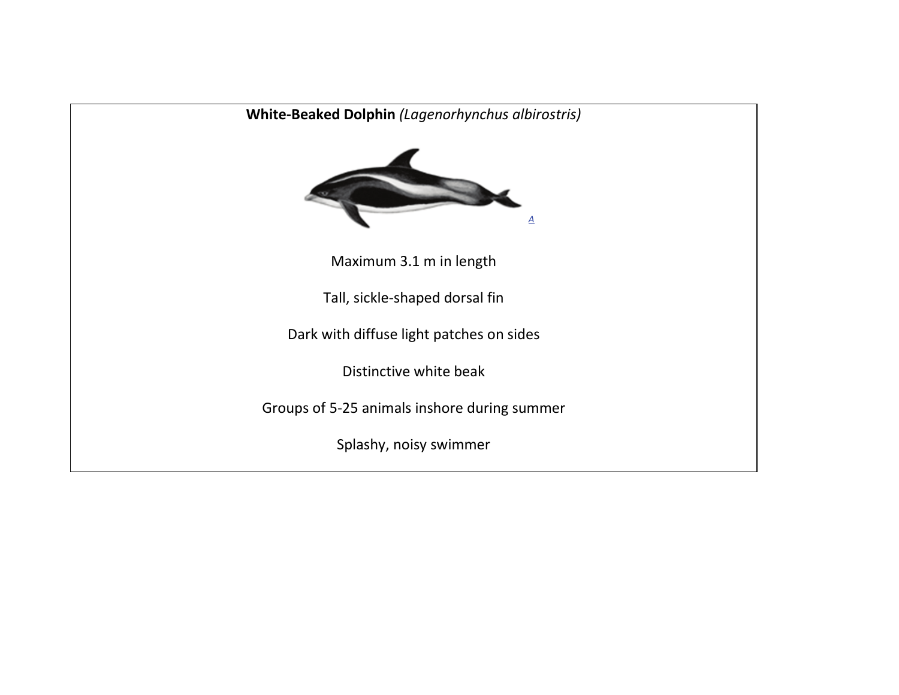**White-Beaked Dolphin** *(Lagenorhynchus albirostris)*

A

Maximum 3.1 m in length

Tall, sickle-shaped dorsal fin

Dark with diffuse light patches on sides

Distinctive white beak

Groups of 5-25 animals inshore during summer

Splashy, noisy swimmer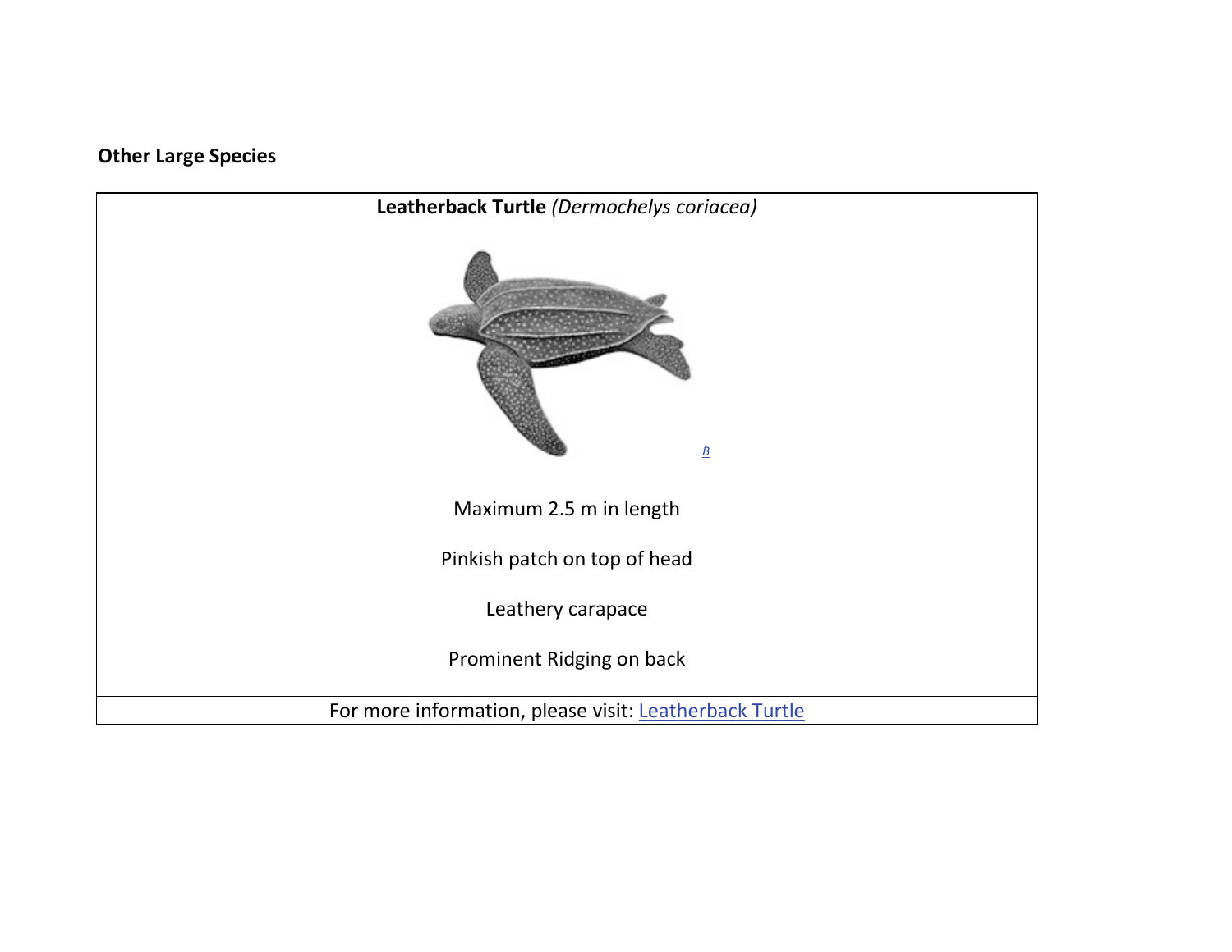**Other Large Species**

| **Leatherback Turtle** *(Dermochelys coriacea)* |
| --- |
| [B](#)<br><br>Maximum 2.5 m in length<br><br>Pinkish patch on top of head<br><br>Leathery carapace<br><br>Prominent Ridging on back |
| For more information, please visit: [Leatherback Turtle](#) |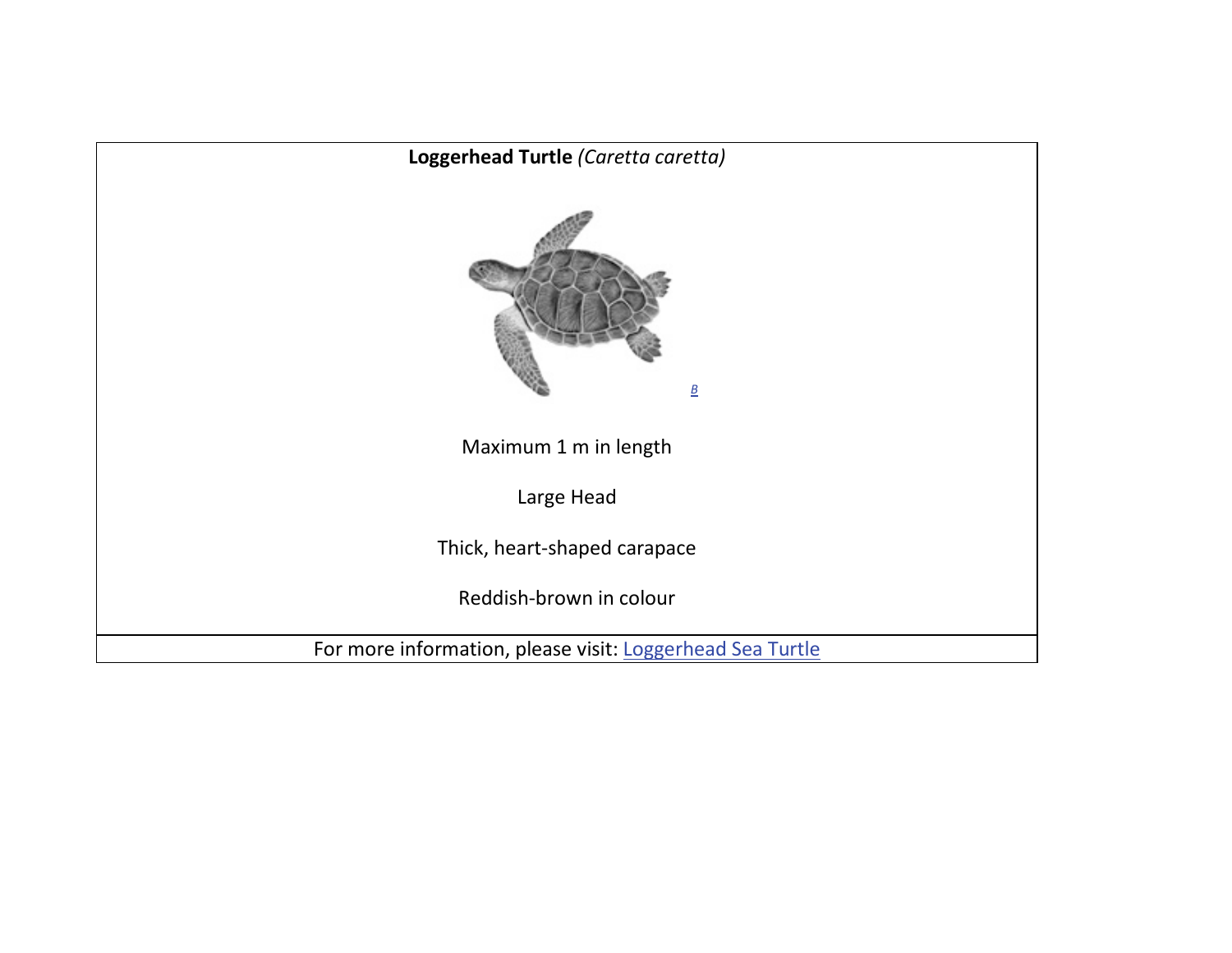**Loggerhead Turtle** *(Caretta caretta)*

B

Maximum 1 m in length

Large Head

Thick, heart-shaped carapace

Reddish-brown in colour

For more information, please visit: Loggerhead Sea Turtle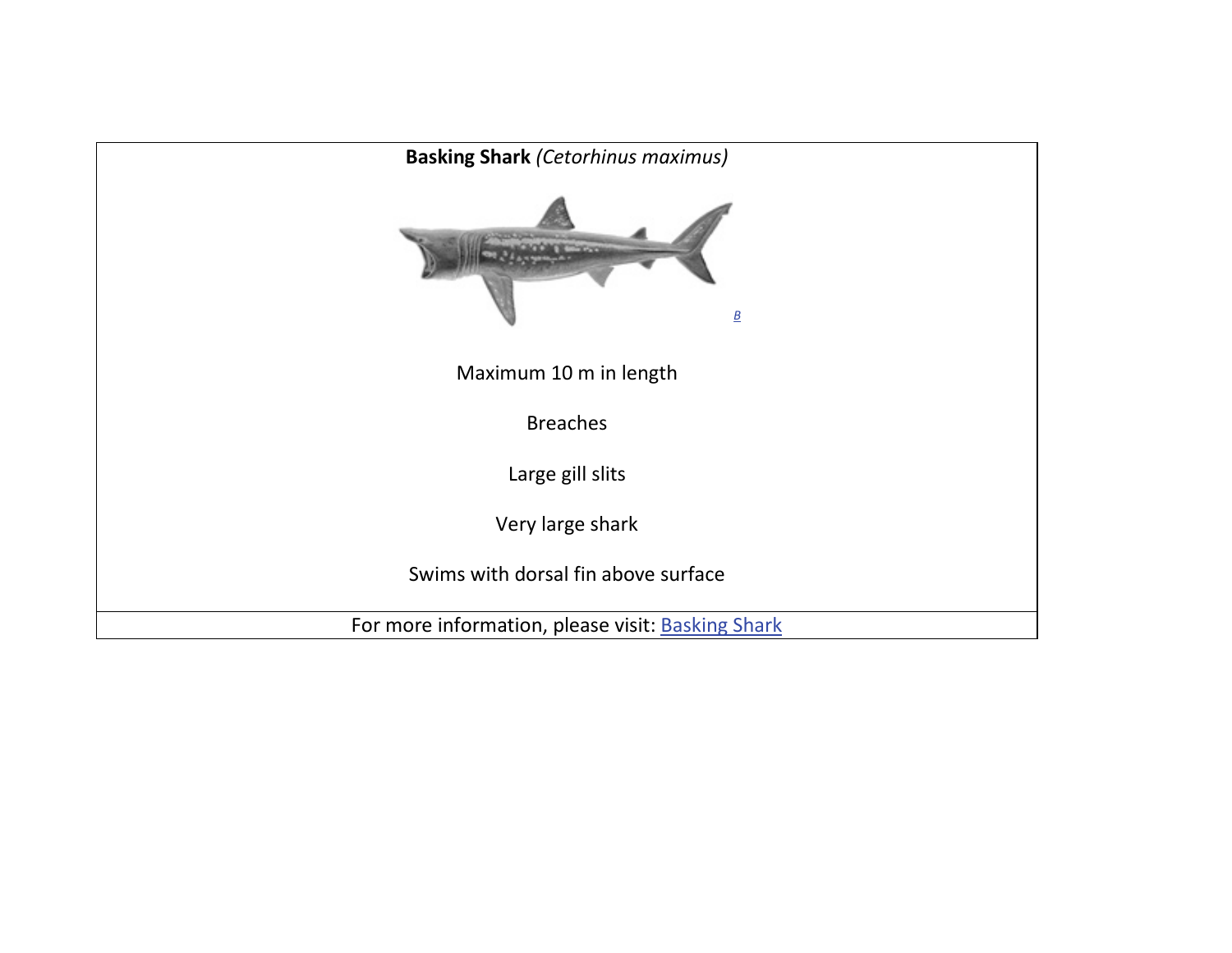| **Basking Shark** *(Cetorhinus maximus)* |
|---|
| [B](#) <br><br> Maximum 10 m in length <br><br> Breaches <br><br> Large gill slits <br><br> Very large shark <br><br> Swims with dorsal fin above surface |
| For more information, please visit: [Basking Shark](#) |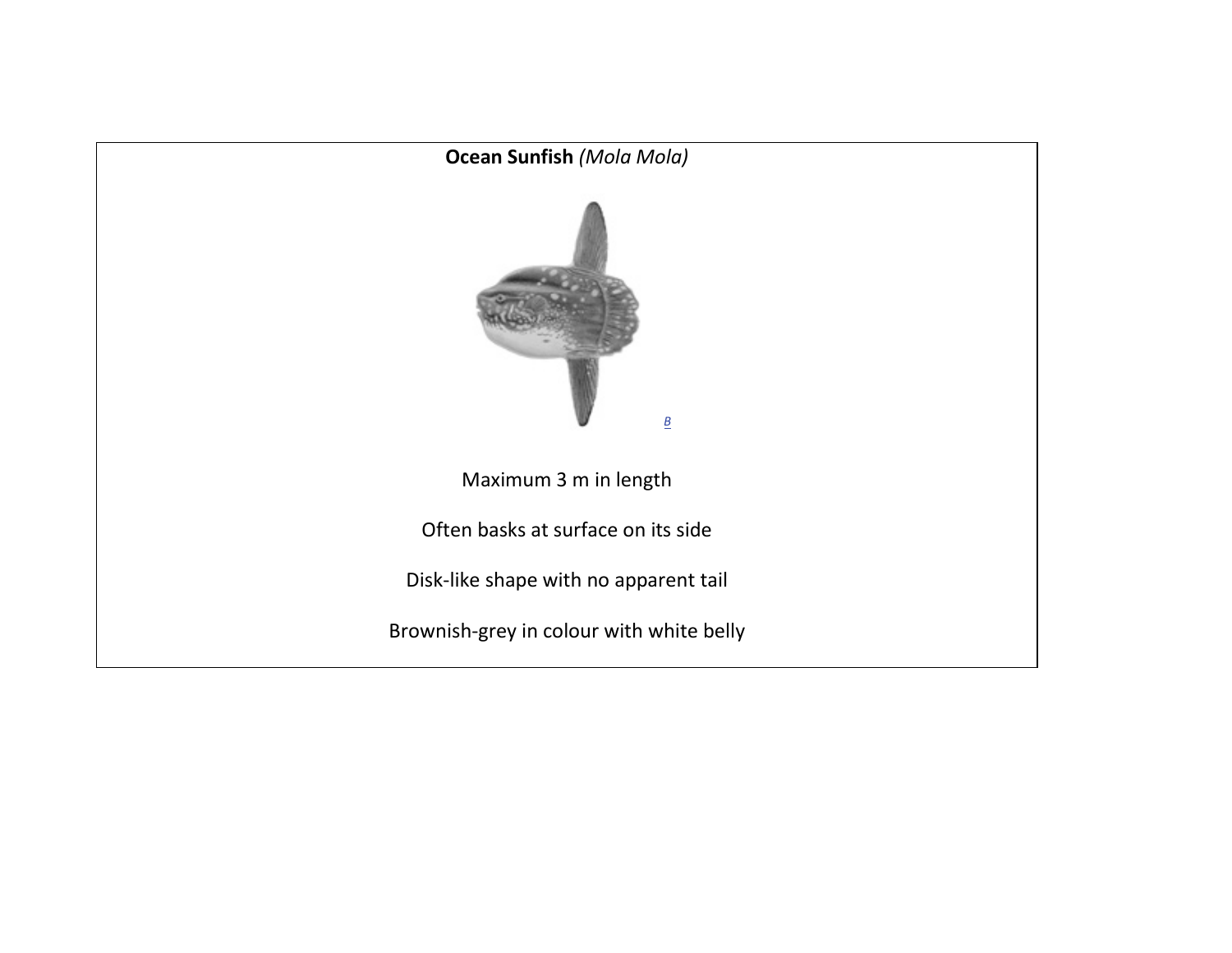**Ocean Sunfish** *(Mola Mola)*

B

Maximum 3 m in length

Often basks at surface on its side

Disk-like shape with no apparent tail

Brownish-grey in colour with white belly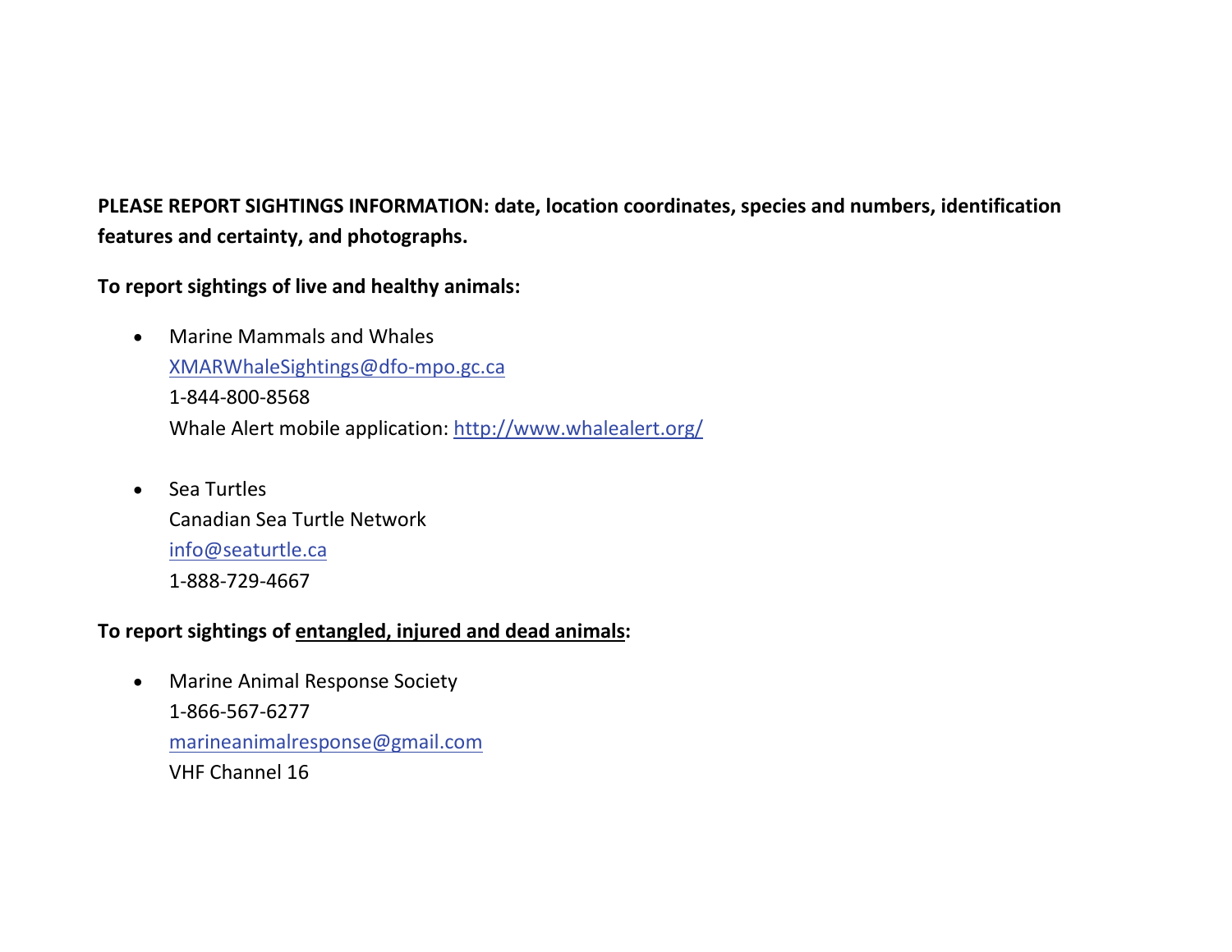**PLEASE REPORT SIGHTINGS INFORMATION: date, location coordinates, species and numbers, identification features and certainty, and photographs.**

**To report sightings of live and healthy animals:**

- Marine Mammals and Whales
  XMARWhaleSightings@dfo-mpo.gc.ca
  1-844-800-8568
  Whale Alert mobile application: http://www.whalealert.org/

- Sea Turtles
  Canadian Sea Turtle Network
  info@seaturtle.ca
  1-888-729-4667

**To report sightings of <u>entangled, injured and dead animals</u>:**

- Marine Animal Response Society
  1-866-567-6277
  marineanimalresponse@gmail.com
  VHF Channel 16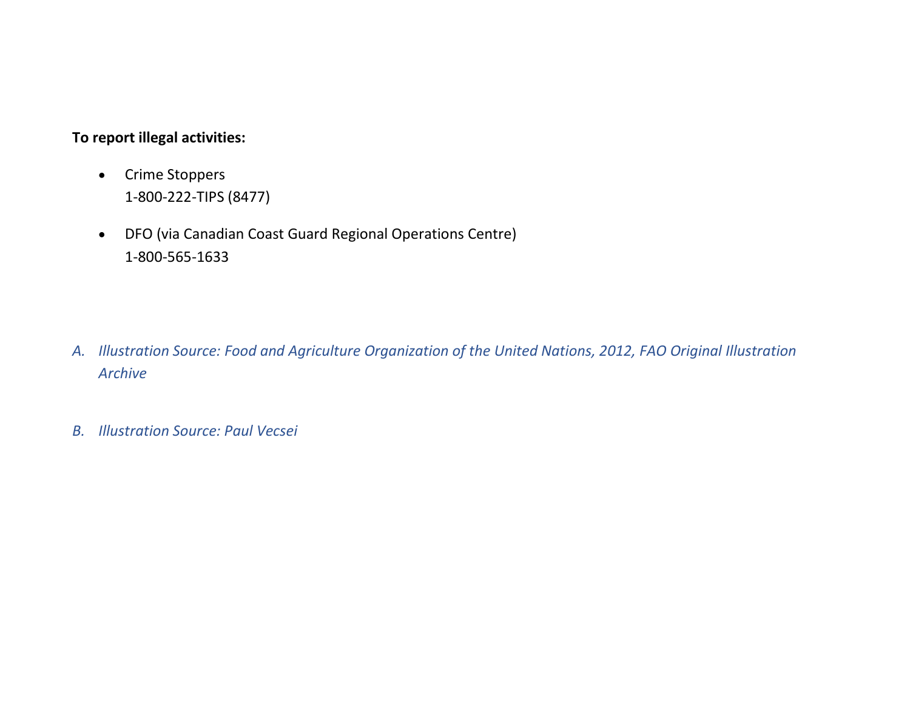**To report illegal activities:**

- Crime Stoppers
  1-800-222-TIPS (8477)

- DFO (via Canadian Coast Guard Regional Operations Centre)
  1-800-565-1633

A. *Illustration Source: Food and Agriculture Organization of the United Nations, 2012, FAO Original Illustration Archive*

B. *Illustration Source: Paul Vecsei*